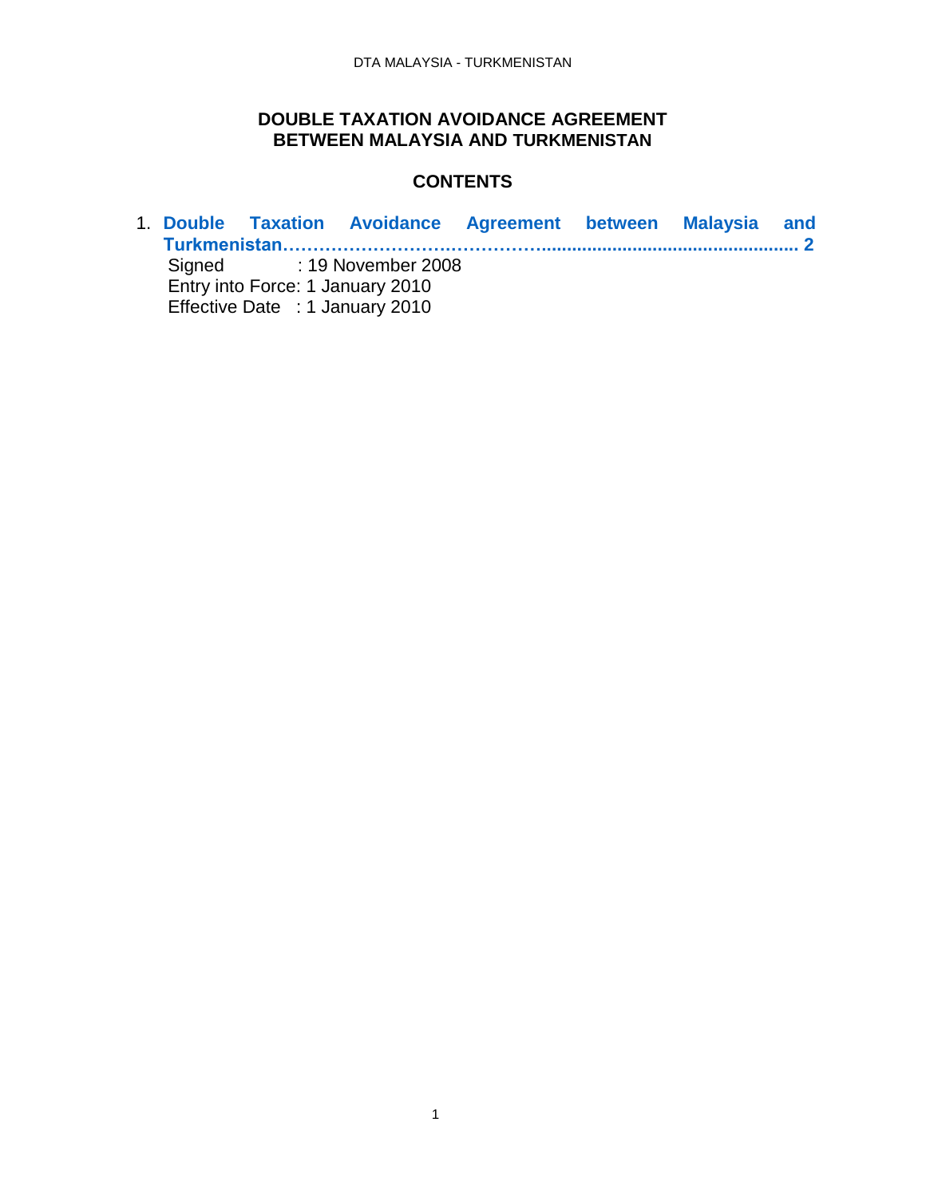# DOUBLE TAXATION AVOIDANCE AGREEMENT BETWEEN MALAYSIA AND TURKMENISTAN

## CONTENTS

1. **Double Taxation Avoidance Agreement between Malaysia and Turkmenistan…………………………………………................................................. 2**
   Signed : 19 November 2008
   Entry into Force: 1 January 2010
   Effective Date : 1 January 2010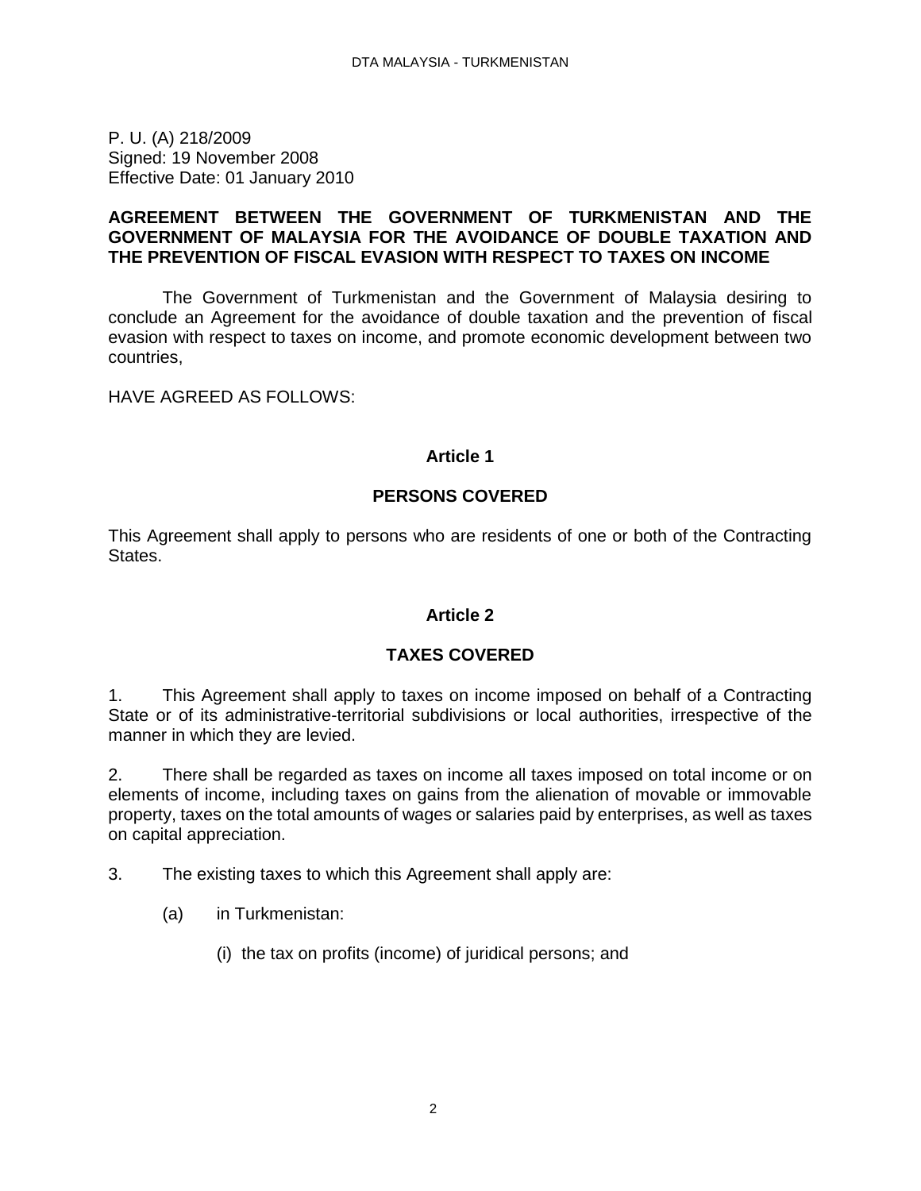P. U. (A) 218/2009
Signed: 19 November 2008
Effective Date: 01 January 2010

**AGREEMENT BETWEEN THE GOVERNMENT OF TURKMENISTAN AND THE GOVERNMENT OF MALAYSIA FOR THE AVOIDANCE OF DOUBLE TAXATION AND THE PREVENTION OF FISCAL EVASION WITH RESPECT TO TAXES ON INCOME**

The Government of Turkmenistan and the Government of Malaysia desiring to conclude an Agreement for the avoidance of double taxation and the prevention of fiscal evasion with respect to taxes on income, and promote economic development between two countries,

HAVE AGREED AS FOLLOWS:

## Article 1

## PERSONS COVERED

This Agreement shall apply to persons who are residents of one or both of the Contracting States.

## Article 2

## TAXES COVERED

1. This Agreement shall apply to taxes on income imposed on behalf of a Contracting State or of its administrative-territorial subdivisions or local authorities, irrespective of the manner in which they are levied.

2. There shall be regarded as taxes on income all taxes imposed on total income or on elements of income, including taxes on gains from the alienation of movable or immovable property, taxes on the total amounts of wages or salaries paid by enterprises, as well as taxes on capital appreciation.

3. The existing taxes to which this Agreement shall apply are:

(a) in Turkmenistan:

(i) the tax on profits (income) of juridical persons; and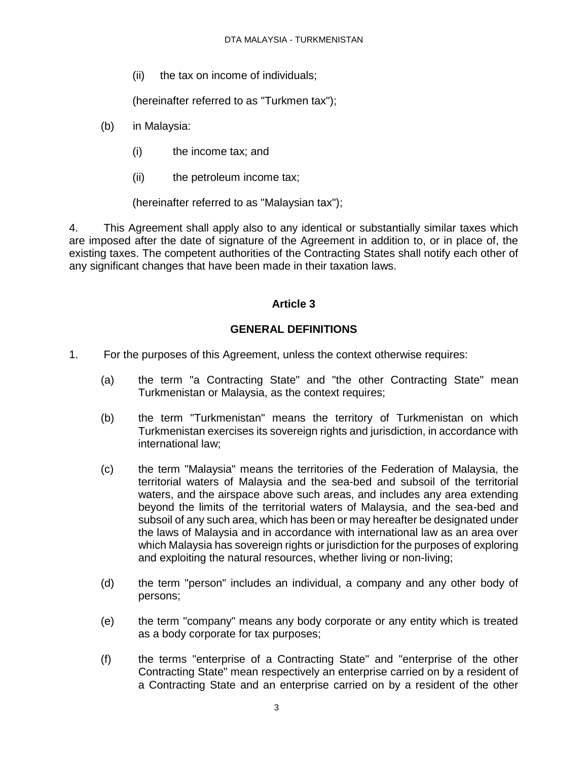(ii) the tax on income of individuals;

(hereinafter referred to as "Turkmen tax");

(b) in Malaysia:

(i) the income tax; and

(ii) the petroleum income tax;

(hereinafter referred to as "Malaysian tax");

4. This Agreement shall apply also to any identical or substantially similar taxes which are imposed after the date of signature of the Agreement in addition to, or in place of, the existing taxes. The competent authorities of the Contracting States shall notify each other of any significant changes that have been made in their taxation laws.

## Article 3

## GENERAL DEFINITIONS

1. For the purposes of this Agreement, unless the context otherwise requires:

(a) the term "a Contracting State" and "the other Contracting State" mean Turkmenistan or Malaysia, as the context requires;

(b) the term "Turkmenistan" means the territory of Turkmenistan on which Turkmenistan exercises its sovereign rights and jurisdiction, in accordance with international law;

(c) the term "Malaysia" means the territories of the Federation of Malaysia, the territorial waters of Malaysia and the sea-bed and subsoil of the territorial waters, and the airspace above such areas, and includes any area extending beyond the limits of the territorial waters of Malaysia, and the sea-bed and subsoil of any such area, which has been or may hereafter be designated under the laws of Malaysia and in accordance with international law as an area over which Malaysia has sovereign rights or jurisdiction for the purposes of exploring and exploiting the natural resources, whether living or non-living;

(d) the term "person" includes an individual, a company and any other body of persons;

(e) the term "company" means any body corporate or any entity which is treated as a body corporate for tax purposes;

(f) the terms "enterprise of a Contracting State" and "enterprise of the other Contracting State" mean respectively an enterprise carried on by a resident of a Contracting State and an enterprise carried on by a resident of the other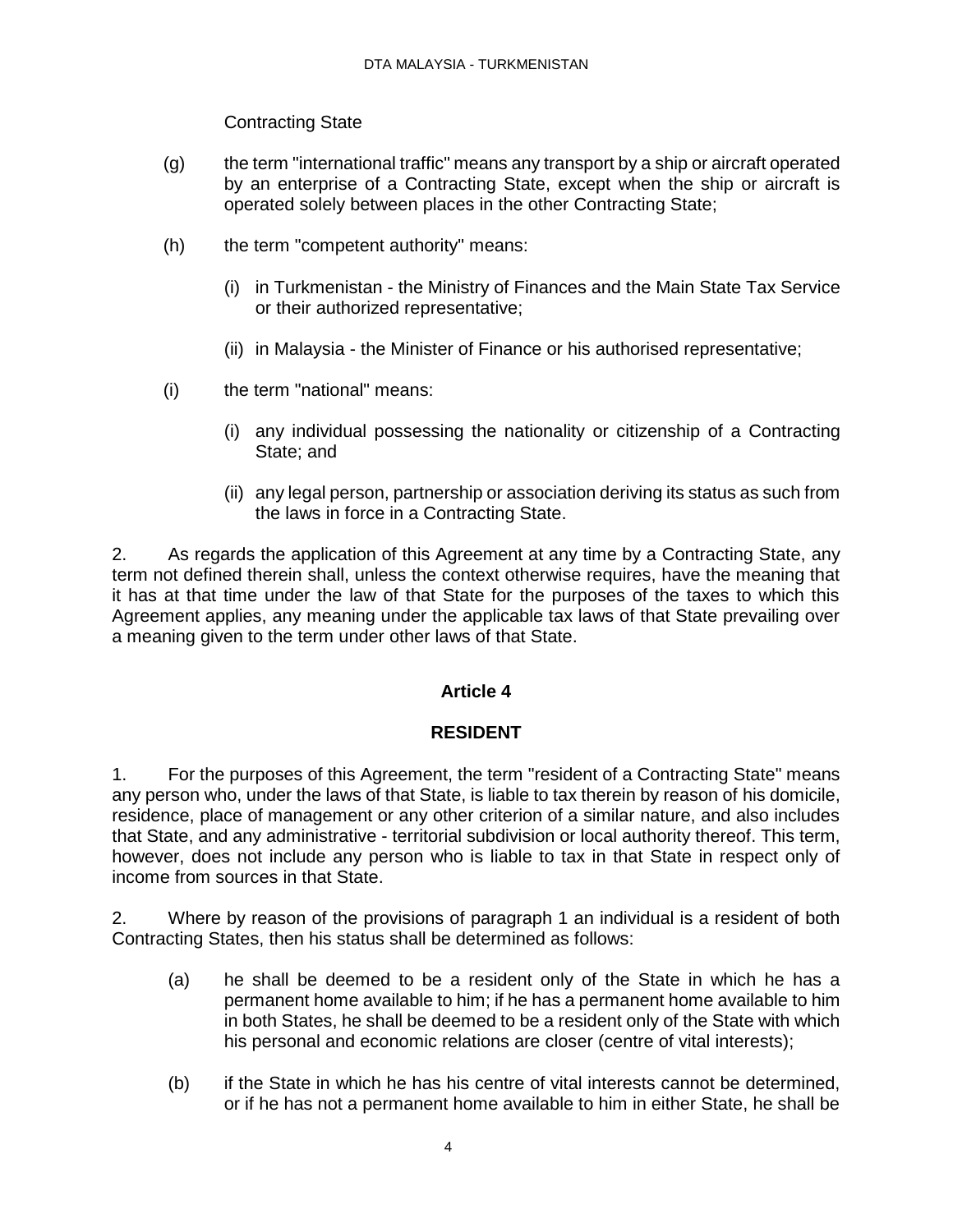Contracting State

(g) the term "international traffic" means any transport by a ship or aircraft operated by an enterprise of a Contracting State, except when the ship or aircraft is operated solely between places in the other Contracting State;

(h) the term "competent authority" means:

(i) in Turkmenistan - the Ministry of Finances and the Main State Tax Service or their authorized representative;

(ii) in Malaysia - the Minister of Finance or his authorised representative;

(i) the term "national" means:

(i) any individual possessing the nationality or citizenship of a Contracting State; and

(ii) any legal person, partnership or association deriving its status as such from the laws in force in a Contracting State.

2. As regards the application of this Agreement at any time by a Contracting State, any term not defined therein shall, unless the context otherwise requires, have the meaning that it has at that time under the law of that State for the purposes of the taxes to which this Agreement applies, any meaning under the applicable tax laws of that State prevailing over a meaning given to the term under other laws of that State.

## Article 4

## RESIDENT

1. For the purposes of this Agreement, the term "resident of a Contracting State" means any person who, under the laws of that State, is liable to tax therein by reason of his domicile, residence, place of management or any other criterion of a similar nature, and also includes that State, and any administrative - territorial subdivision or local authority thereof. This term, however, does not include any person who is liable to tax in that State in respect only of income from sources in that State.

2. Where by reason of the provisions of paragraph 1 an individual is a resident of both Contracting States, then his status shall be determined as follows:

(a) he shall be deemed to be a resident only of the State in which he has a permanent home available to him; if he has a permanent home available to him in both States, he shall be deemed to be a resident only of the State with which his personal and economic relations are closer (centre of vital interests);

(b) if the State in which he has his centre of vital interests cannot be determined, or if he has not a permanent home available to him in either State, he shall be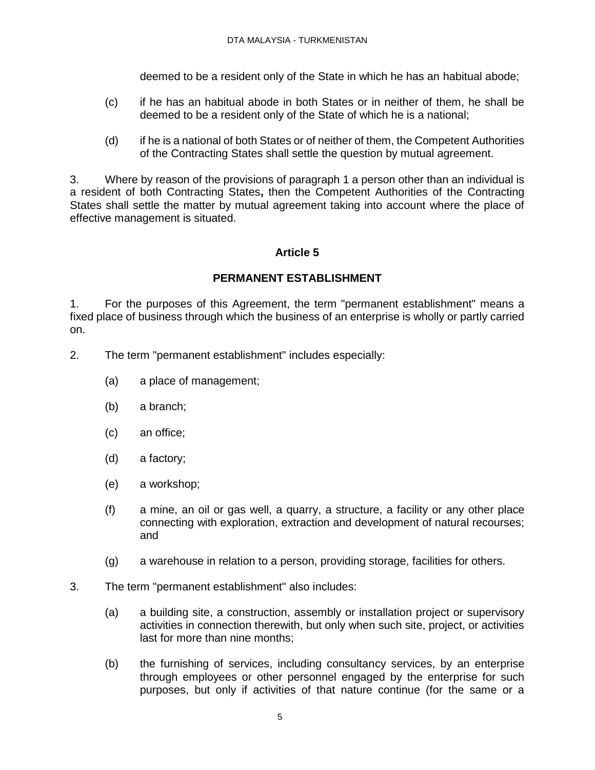deemed to be a resident only of the State in which he has an habitual abode;

(c) if he has an habitual abode in both States or in neither of them, he shall be deemed to be a resident only of the State of which he is a national;

(d) if he is a national of both States or of neither of them, the Competent Authorities of the Contracting States shall settle the question by mutual agreement.

3. Where by reason of the provisions of paragraph 1 a person other than an individual is a resident of both Contracting States**,** then the Competent Authorities of the Contracting States shall settle the matter by mutual agreement taking into account where the place of effective management is situated.

## Article 5

## PERMANENT ESTABLISHMENT

1. For the purposes of this Agreement, the term "permanent establishment" means a fixed place of business through which the business of an enterprise is wholly or partly carried on.

2. The term "permanent establishment" includes especially:

(a) a place of management;

(b) a branch;

(c) an office;

(d) a factory;

(e) a workshop;

(f) a mine, an oil or gas well, a quarry, a structure, a facility or any other place connecting with exploration, extraction and development of natural recourses; and

(g) a warehouse in relation to a person, providing storage, facilities for others.

3. The term "permanent establishment" also includes:

(a) a building site, a construction, assembly or installation project or supervisory activities in connection therewith, but only when such site, project, or activities last for more than nine months;

(b) the furnishing of services, including consultancy services, by an enterprise through employees or other personnel engaged by the enterprise for such purposes, but only if activities of that nature continue (for the same or a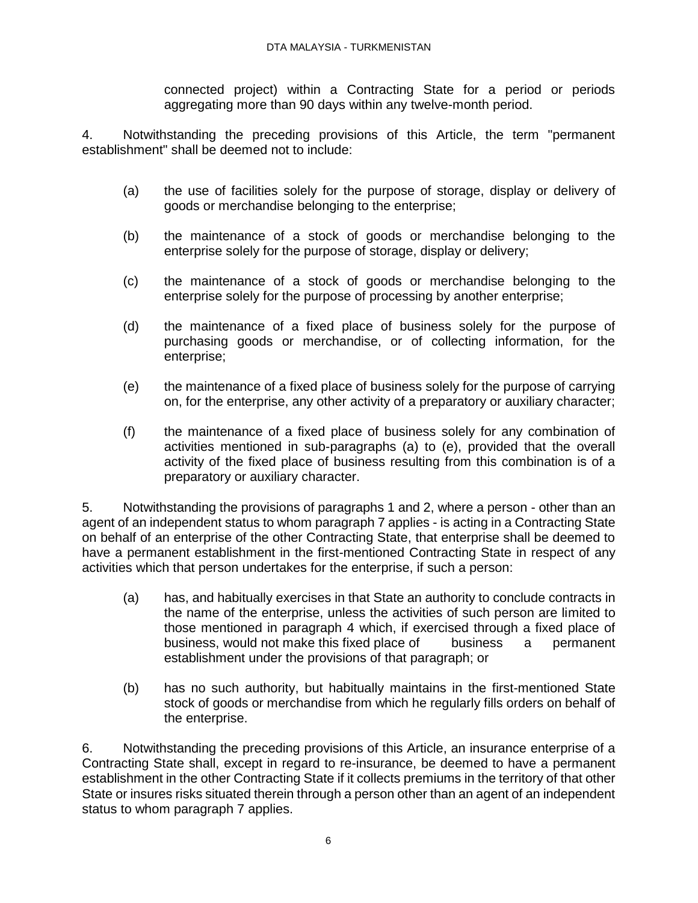connected project) within a Contracting State for a period or periods aggregating more than 90 days within any twelve-month period.

4. Notwithstanding the preceding provisions of this Article, the term "permanent establishment" shall be deemed not to include:

(a) the use of facilities solely for the purpose of storage, display or delivery of goods or merchandise belonging to the enterprise;

(b) the maintenance of a stock of goods or merchandise belonging to the enterprise solely for the purpose of storage, display or delivery;

(c) the maintenance of a stock of goods or merchandise belonging to the enterprise solely for the purpose of processing by another enterprise;

(d) the maintenance of a fixed place of business solely for the purpose of purchasing goods or merchandise, or of collecting information, for the enterprise;

(e) the maintenance of a fixed place of business solely for the purpose of carrying on, for the enterprise, any other activity of a preparatory or auxiliary character;

(f) the maintenance of a fixed place of business solely for any combination of activities mentioned in sub-paragraphs (a) to (e), provided that the overall activity of the fixed place of business resulting from this combination is of a preparatory or auxiliary character.

5. Notwithstanding the provisions of paragraphs 1 and 2, where a person - other than an agent of an independent status to whom paragraph 7 applies - is acting in a Contracting State on behalf of an enterprise of the other Contracting State, that enterprise shall be deemed to have a permanent establishment in the first-mentioned Contracting State in respect of any activities which that person undertakes for the enterprise, if such a person:

(a) has, and habitually exercises in that State an authority to conclude contracts in the name of the enterprise, unless the activities of such person are limited to those mentioned in paragraph 4 which, if exercised through a fixed place of business, would not make this fixed place of business a permanent establishment under the provisions of that paragraph; or

(b) has no such authority, but habitually maintains in the first-mentioned State stock of goods or merchandise from which he regularly fills orders on behalf of the enterprise.

6. Notwithstanding the preceding provisions of this Article, an insurance enterprise of a Contracting State shall, except in regard to re-insurance, be deemed to have a permanent establishment in the other Contracting State if it collects premiums in the territory of that other State or insures risks situated therein through a person other than an agent of an independent status to whom paragraph 7 applies.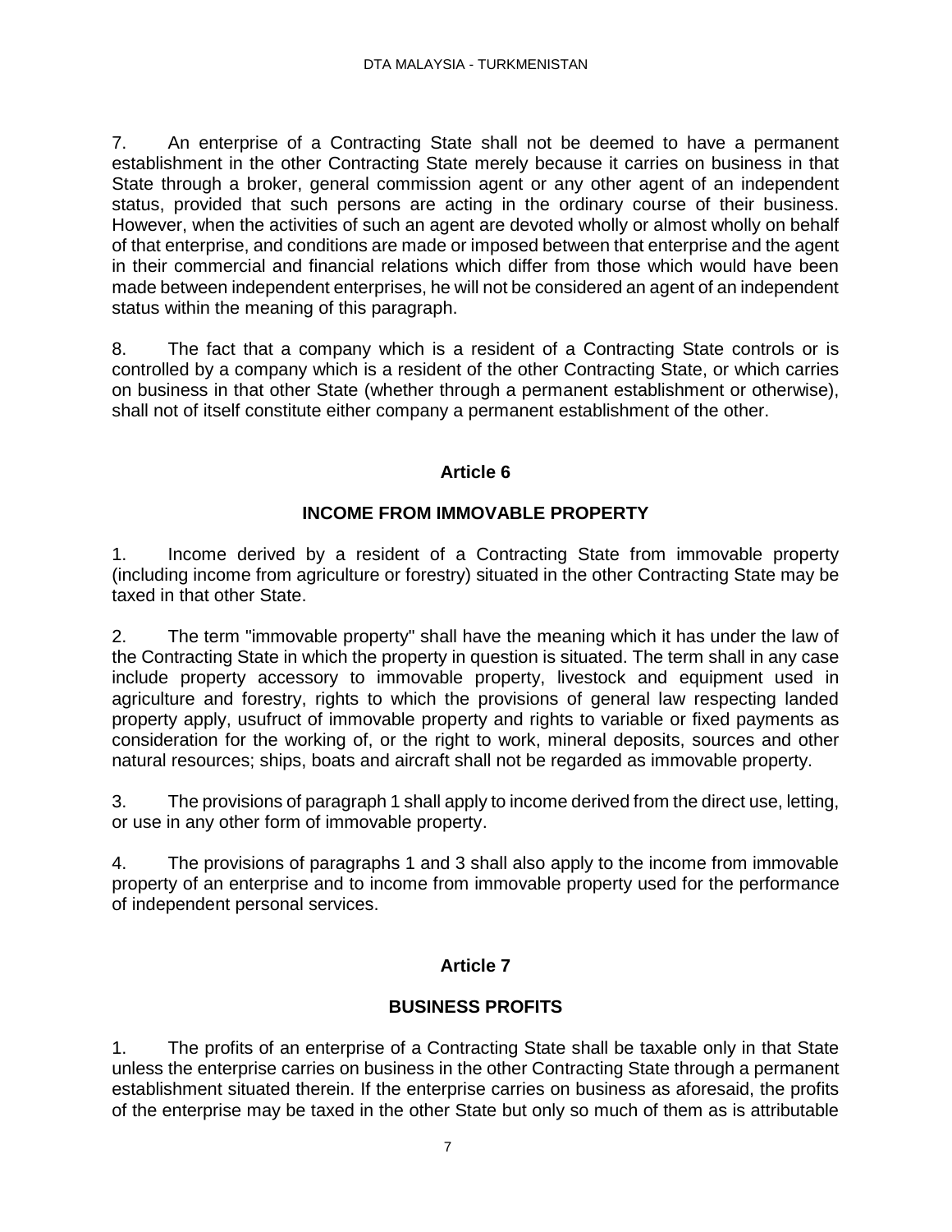7. An enterprise of a Contracting State shall not be deemed to have a permanent establishment in the other Contracting State merely because it carries on business in that State through a broker, general commission agent or any other agent of an independent status, provided that such persons are acting in the ordinary course of their business. However, when the activities of such an agent are devoted wholly or almost wholly on behalf of that enterprise, and conditions are made or imposed between that enterprise and the agent in their commercial and financial relations which differ from those which would have been made between independent enterprises, he will not be considered an agent of an independent status within the meaning of this paragraph.

8. The fact that a company which is a resident of a Contracting State controls or is controlled by a company which is a resident of the other Contracting State, or which carries on business in that other State (whether through a permanent establishment or otherwise), shall not of itself constitute either company a permanent establishment of the other.

## Article 6

## INCOME FROM IMMOVABLE PROPERTY

1. Income derived by a resident of a Contracting State from immovable property (including income from agriculture or forestry) situated in the other Contracting State may be taxed in that other State.

2. The term "immovable property" shall have the meaning which it has under the law of the Contracting State in which the property in question is situated. The term shall in any case include property accessory to immovable property, livestock and equipment used in agriculture and forestry, rights to which the provisions of general law respecting landed property apply, usufruct of immovable property and rights to variable or fixed payments as consideration for the working of, or the right to work, mineral deposits, sources and other natural resources; ships, boats and aircraft shall not be regarded as immovable property.

3. The provisions of paragraph 1 shall apply to income derived from the direct use, letting, or use in any other form of immovable property.

4. The provisions of paragraphs 1 and 3 shall also apply to the income from immovable property of an enterprise and to income from immovable property used for the performance of independent personal services.

## Article 7

## BUSINESS PROFITS

1. The profits of an enterprise of a Contracting State shall be taxable only in that State unless the enterprise carries on business in the other Contracting State through a permanent establishment situated therein. If the enterprise carries on business as aforesaid, the profits of the enterprise may be taxed in the other State but only so much of them as is attributable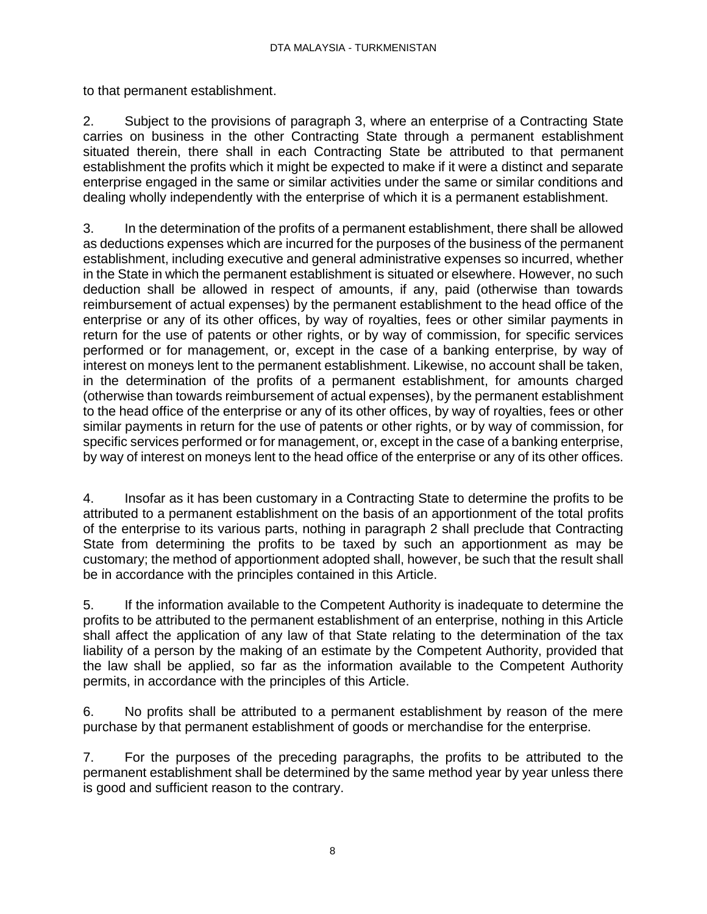to that permanent establishment.

2. Subject to the provisions of paragraph 3, where an enterprise of a Contracting State carries on business in the other Contracting State through a permanent establishment situated therein, there shall in each Contracting State be attributed to that permanent establishment the profits which it might be expected to make if it were a distinct and separate enterprise engaged in the same or similar activities under the same or similar conditions and dealing wholly independently with the enterprise of which it is a permanent establishment.

3. In the determination of the profits of a permanent establishment, there shall be allowed as deductions expenses which are incurred for the purposes of the business of the permanent establishment, including executive and general administrative expenses so incurred, whether in the State in which the permanent establishment is situated or elsewhere. However, no such deduction shall be allowed in respect of amounts, if any, paid (otherwise than towards reimbursement of actual expenses) by the permanent establishment to the head office of the enterprise or any of its other offices, by way of royalties, fees or other similar payments in return for the use of patents or other rights, or by way of commission, for specific services performed or for management, or, except in the case of a banking enterprise, by way of interest on moneys lent to the permanent establishment. Likewise, no account shall be taken, in the determination of the profits of a permanent establishment, for amounts charged (otherwise than towards reimbursement of actual expenses), by the permanent establishment to the head office of the enterprise or any of its other offices, by way of royalties, fees or other similar payments in return for the use of patents or other rights, or by way of commission, for specific services performed or for management, or, except in the case of a banking enterprise, by way of interest on moneys lent to the head office of the enterprise or any of its other offices.

4. Insofar as it has been customary in a Contracting State to determine the profits to be attributed to a permanent establishment on the basis of an apportionment of the total profits of the enterprise to its various parts, nothing in paragraph 2 shall preclude that Contracting State from determining the profits to be taxed by such an apportionment as may be customary; the method of apportionment adopted shall, however, be such that the result shall be in accordance with the principles contained in this Article.

5. If the information available to the Competent Authority is inadequate to determine the profits to be attributed to the permanent establishment of an enterprise, nothing in this Article shall affect the application of any law of that State relating to the determination of the tax liability of a person by the making of an estimate by the Competent Authority, provided that the law shall be applied, so far as the information available to the Competent Authority permits, in accordance with the principles of this Article.

6. No profits shall be attributed to a permanent establishment by reason of the mere purchase by that permanent establishment of goods or merchandise for the enterprise.

7. For the purposes of the preceding paragraphs, the profits to be attributed to the permanent establishment shall be determined by the same method year by year unless there is good and sufficient reason to the contrary.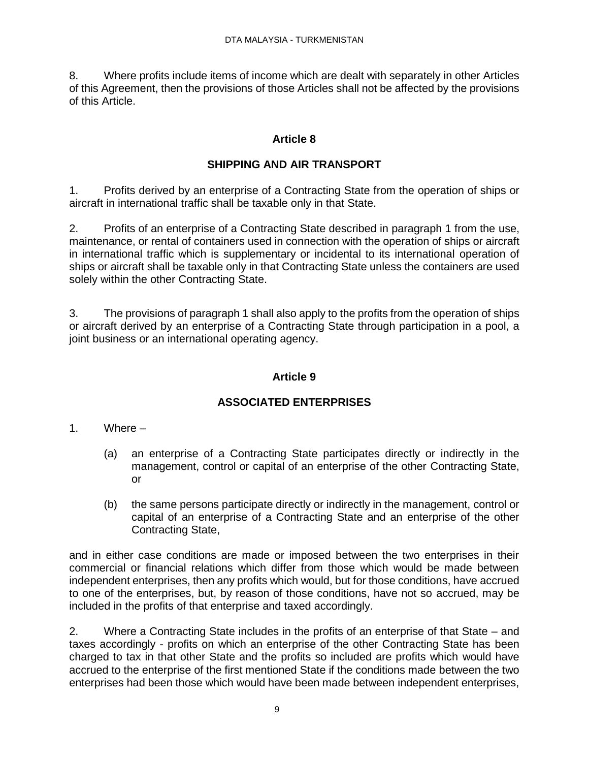8. Where profits include items of income which are dealt with separately in other Articles of this Agreement, then the provisions of those Articles shall not be affected by the provisions of this Article.

## Article 8

## SHIPPING AND AIR TRANSPORT

1. Profits derived by an enterprise of a Contracting State from the operation of ships or aircraft in international traffic shall be taxable only in that State.

2. Profits of an enterprise of a Contracting State described in paragraph 1 from the use, maintenance, or rental of containers used in connection with the operation of ships or aircraft in international traffic which is supplementary or incidental to its international operation of ships or aircraft shall be taxable only in that Contracting State unless the containers are used solely within the other Contracting State.

3. The provisions of paragraph 1 shall also apply to the profits from the operation of ships or aircraft derived by an enterprise of a Contracting State through participation in a pool, a joint business or an international operating agency.

## Article 9

## ASSOCIATED ENTERPRISES

1. Where –

(a) an enterprise of a Contracting State participates directly or indirectly in the management, control or capital of an enterprise of the other Contracting State, or

(b) the same persons participate directly or indirectly in the management, control or capital of an enterprise of a Contracting State and an enterprise of the other Contracting State,

and in either case conditions are made or imposed between the two enterprises in their commercial or financial relations which differ from those which would be made between independent enterprises, then any profits which would, but for those conditions, have accrued to one of the enterprises, but, by reason of those conditions, have not so accrued, may be included in the profits of that enterprise and taxed accordingly.

2. Where a Contracting State includes in the profits of an enterprise of that State – and taxes accordingly - profits on which an enterprise of the other Contracting State has been charged to tax in that other State and the profits so included are profits which would have accrued to the enterprise of the first mentioned State if the conditions made between the two enterprises had been those which would have been made between independent enterprises,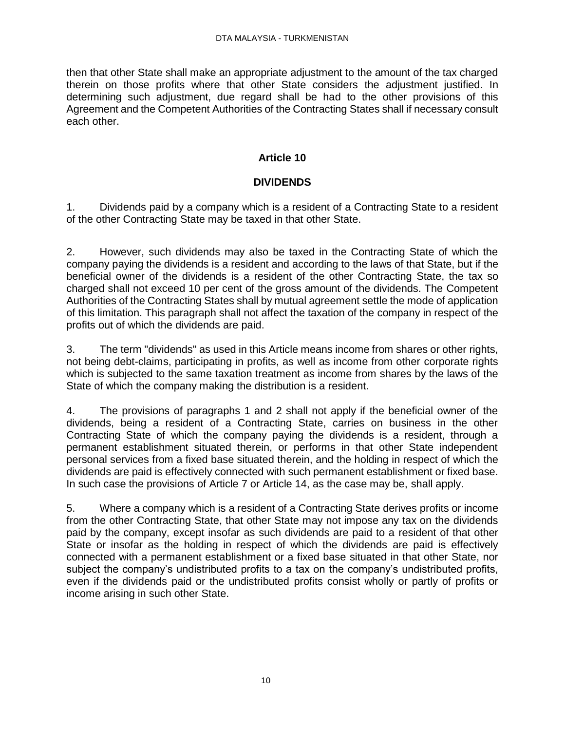then that other State shall make an appropriate adjustment to the amount of the tax charged therein on those profits where that other State considers the adjustment justified. In determining such adjustment, due regard shall be had to the other provisions of this Agreement and the Competent Authorities of the Contracting States shall if necessary consult each other.

## Article 10

## DIVIDENDS

1. Dividends paid by a company which is a resident of a Contracting State to a resident of the other Contracting State may be taxed in that other State.

2. However, such dividends may also be taxed in the Contracting State of which the company paying the dividends is a resident and according to the laws of that State, but if the beneficial owner of the dividends is a resident of the other Contracting State, the tax so charged shall not exceed 10 per cent of the gross amount of the dividends. The Competent Authorities of the Contracting States shall by mutual agreement settle the mode of application of this limitation. This paragraph shall not affect the taxation of the company in respect of the profits out of which the dividends are paid.

3. The term "dividends" as used in this Article means income from shares or other rights, not being debt-claims, participating in profits, as well as income from other corporate rights which is subjected to the same taxation treatment as income from shares by the laws of the State of which the company making the distribution is a resident.

4. The provisions of paragraphs 1 and 2 shall not apply if the beneficial owner of the dividends, being a resident of a Contracting State, carries on business in the other Contracting State of which the company paying the dividends is a resident, through a permanent establishment situated therein, or performs in that other State independent personal services from a fixed base situated therein, and the holding in respect of which the dividends are paid is effectively connected with such permanent establishment or fixed base. In such case the provisions of Article 7 or Article 14, as the case may be, shall apply.

5. Where a company which is a resident of a Contracting State derives profits or income from the other Contracting State, that other State may not impose any tax on the dividends paid by the company, except insofar as such dividends are paid to a resident of that other State or insofar as the holding in respect of which the dividends are paid is effectively connected with a permanent establishment or a fixed base situated in that other State, nor subject the company's undistributed profits to a tax on the company's undistributed profits, even if the dividends paid or the undistributed profits consist wholly or partly of profits or income arising in such other State.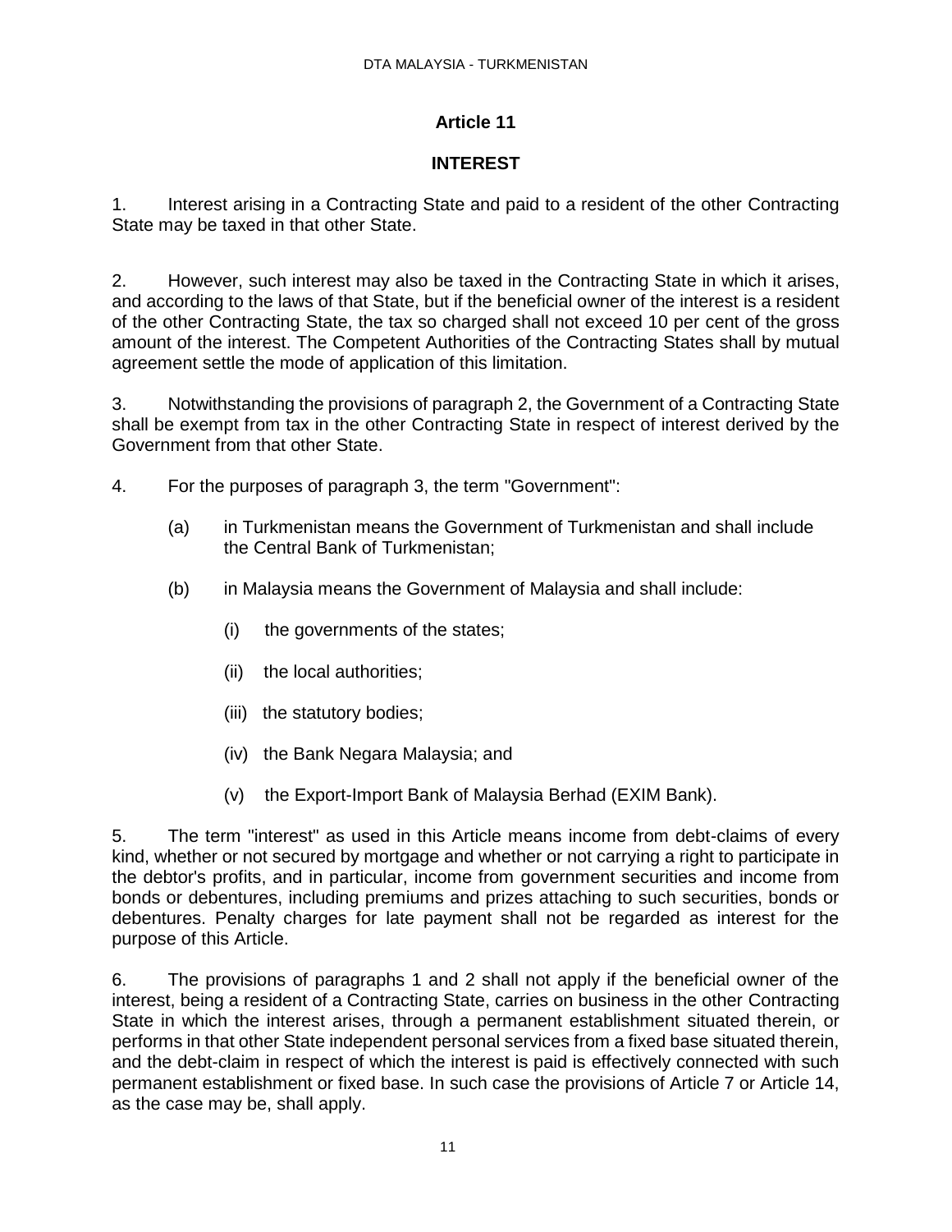## Article 11

## INTEREST

1. Interest arising in a Contracting State and paid to a resident of the other Contracting State may be taxed in that other State.

2. However, such interest may also be taxed in the Contracting State in which it arises, and according to the laws of that State, but if the beneficial owner of the interest is a resident of the other Contracting State, the tax so charged shall not exceed 10 per cent of the gross amount of the interest. The Competent Authorities of the Contracting States shall by mutual agreement settle the mode of application of this limitation.

3. Notwithstanding the provisions of paragraph 2, the Government of a Contracting State shall be exempt from tax in the other Contracting State in respect of interest derived by the Government from that other State.

4. For the purposes of paragraph 3, the term "Government":

   (a) in Turkmenistan means the Government of Turkmenistan and shall include the Central Bank of Turkmenistan;

   (b) in Malaysia means the Government of Malaysia and shall include:

      (i) the governments of the states;

      (ii) the local authorities;

      (iii) the statutory bodies;

      (iv) the Bank Negara Malaysia; and

      (v) the Export-Import Bank of Malaysia Berhad (EXIM Bank).

5. The term "interest" as used in this Article means income from debt-claims of every kind, whether or not secured by mortgage and whether or not carrying a right to participate in the debtor's profits, and in particular, income from government securities and income from bonds or debentures, including premiums and prizes attaching to such securities, bonds or debentures. Penalty charges for late payment shall not be regarded as interest for the purpose of this Article.

6. The provisions of paragraphs 1 and 2 shall not apply if the beneficial owner of the interest, being a resident of a Contracting State, carries on business in the other Contracting State in which the interest arises, through a permanent establishment situated therein, or performs in that other State independent personal services from a fixed base situated therein, and the debt-claim in respect of which the interest is paid is effectively connected with such permanent establishment or fixed base. In such case the provisions of Article 7 or Article 14, as the case may be, shall apply.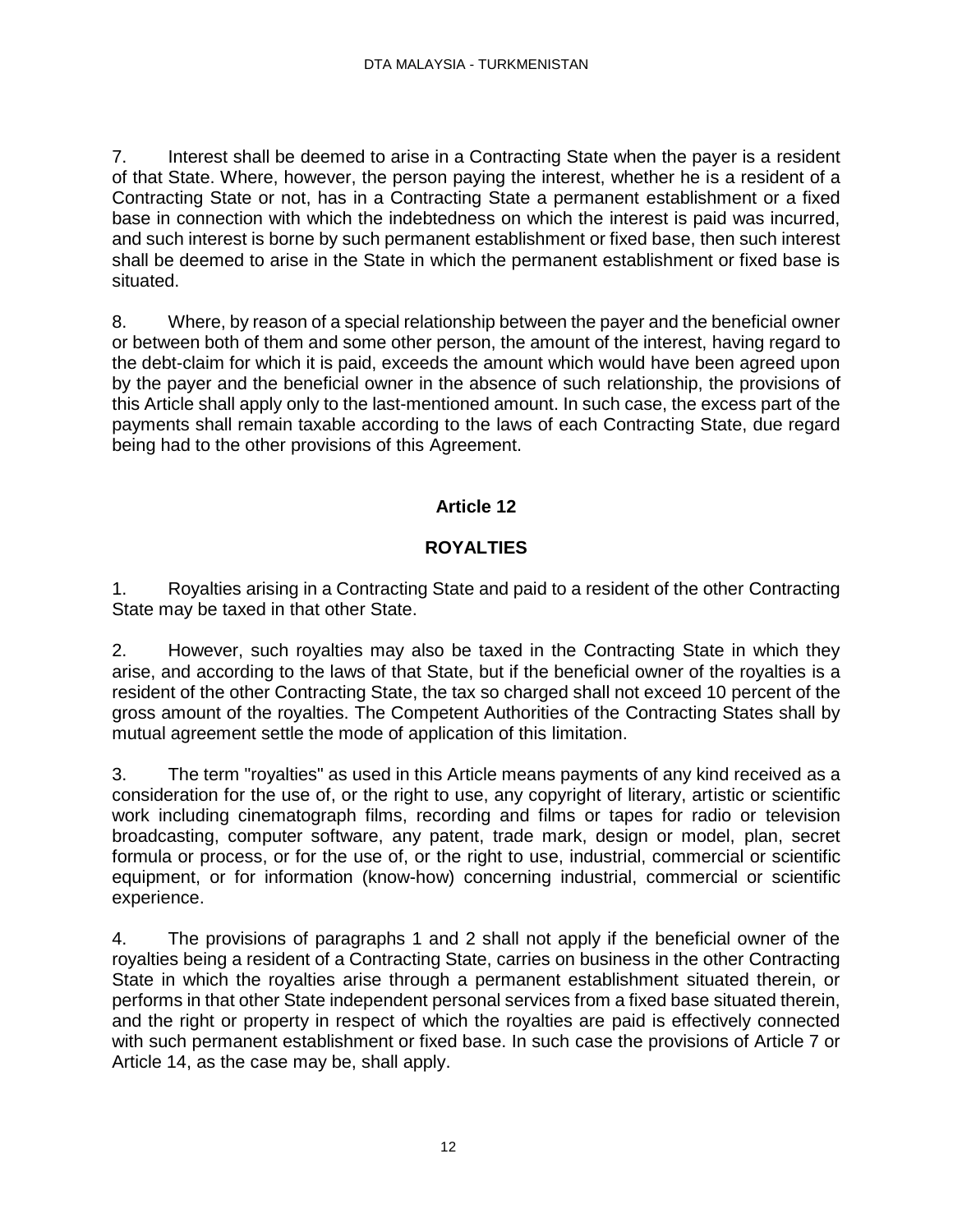7. Interest shall be deemed to arise in a Contracting State when the payer is a resident of that State. Where, however, the person paying the interest, whether he is a resident of a Contracting State or not, has in a Contracting State a permanent establishment or a fixed base in connection with which the indebtedness on which the interest is paid was incurred, and such interest is borne by such permanent establishment or fixed base, then such interest shall be deemed to arise in the State in which the permanent establishment or fixed base is situated.

8. Where, by reason of a special relationship between the payer and the beneficial owner or between both of them and some other person, the amount of the interest, having regard to the debt-claim for which it is paid, exceeds the amount which would have been agreed upon by the payer and the beneficial owner in the absence of such relationship, the provisions of this Article shall apply only to the last-mentioned amount. In such case, the excess part of the payments shall remain taxable according to the laws of each Contracting State, due regard being had to the other provisions of this Agreement.

## Article 12

## ROYALTIES

1. Royalties arising in a Contracting State and paid to a resident of the other Contracting State may be taxed in that other State.

2. However, such royalties may also be taxed in the Contracting State in which they arise, and according to the laws of that State, but if the beneficial owner of the royalties is a resident of the other Contracting State, the tax so charged shall not exceed 10 percent of the gross amount of the royalties. The Competent Authorities of the Contracting States shall by mutual agreement settle the mode of application of this limitation.

3. The term "royalties" as used in this Article means payments of any kind received as a consideration for the use of, or the right to use, any copyright of literary, artistic or scientific work including cinematograph films, recording and films or tapes for radio or television broadcasting, computer software, any patent, trade mark, design or model, plan, secret formula or process, or for the use of, or the right to use, industrial, commercial or scientific equipment, or for information (know-how) concerning industrial, commercial or scientific experience.

4. The provisions of paragraphs 1 and 2 shall not apply if the beneficial owner of the royalties being a resident of a Contracting State, carries on business in the other Contracting State in which the royalties arise through a permanent establishment situated therein, or performs in that other State independent personal services from a fixed base situated therein, and the right or property in respect of which the royalties are paid is effectively connected with such permanent establishment or fixed base. In such case the provisions of Article 7 or Article 14, as the case may be, shall apply.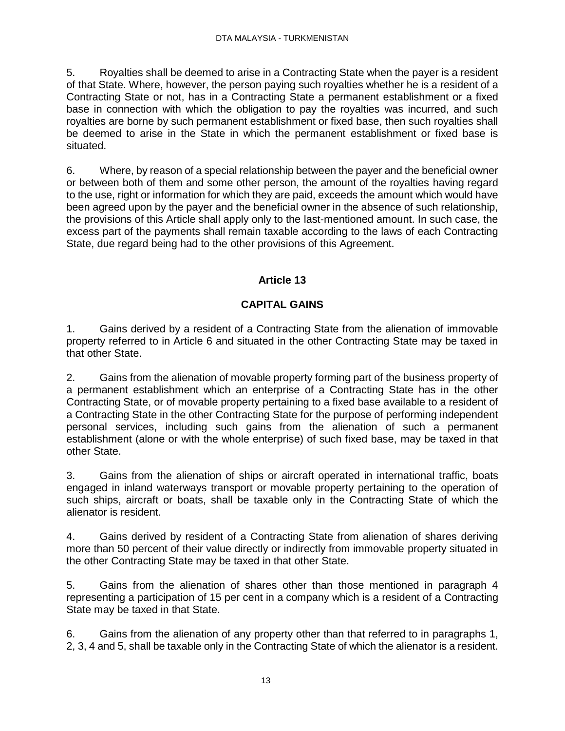5. Royalties shall be deemed to arise in a Contracting State when the payer is a resident of that State. Where, however, the person paying such royalties whether he is a resident of a Contracting State or not, has in a Contracting State a permanent establishment or a fixed base in connection with which the obligation to pay the royalties was incurred, and such royalties are borne by such permanent establishment or fixed base, then such royalties shall be deemed to arise in the State in which the permanent establishment or fixed base is situated.

6. Where, by reason of a special relationship between the payer and the beneficial owner or between both of them and some other person, the amount of the royalties having regard to the use, right or information for which they are paid, exceeds the amount which would have been agreed upon by the payer and the beneficial owner in the absence of such relationship, the provisions of this Article shall apply only to the last-mentioned amount. In such case, the excess part of the payments shall remain taxable according to the laws of each Contracting State, due regard being had to the other provisions of this Agreement.

## Article 13

## CAPITAL GAINS

1. Gains derived by a resident of a Contracting State from the alienation of immovable property referred to in Article 6 and situated in the other Contracting State may be taxed in that other State.

2. Gains from the alienation of movable property forming part of the business property of a permanent establishment which an enterprise of a Contracting State has in the other Contracting State, or of movable property pertaining to a fixed base available to a resident of a Contracting State in the other Contracting State for the purpose of performing independent personal services, including such gains from the alienation of such a permanent establishment (alone or with the whole enterprise) of such fixed base, may be taxed in that other State.

3. Gains from the alienation of ships or aircraft operated in international traffic, boats engaged in inland waterways transport or movable property pertaining to the operation of such ships, aircraft or boats, shall be taxable only in the Contracting State of which the alienator is resident.

4. Gains derived by resident of a Contracting State from alienation of shares deriving more than 50 percent of their value directly or indirectly from immovable property situated in the other Contracting State may be taxed in that other State.

5. Gains from the alienation of shares other than those mentioned in paragraph 4 representing a participation of 15 per cent in a company which is a resident of a Contracting State may be taxed in that State.

6. Gains from the alienation of any property other than that referred to in paragraphs 1, 2, 3, 4 and 5, shall be taxable only in the Contracting State of which the alienator is a resident.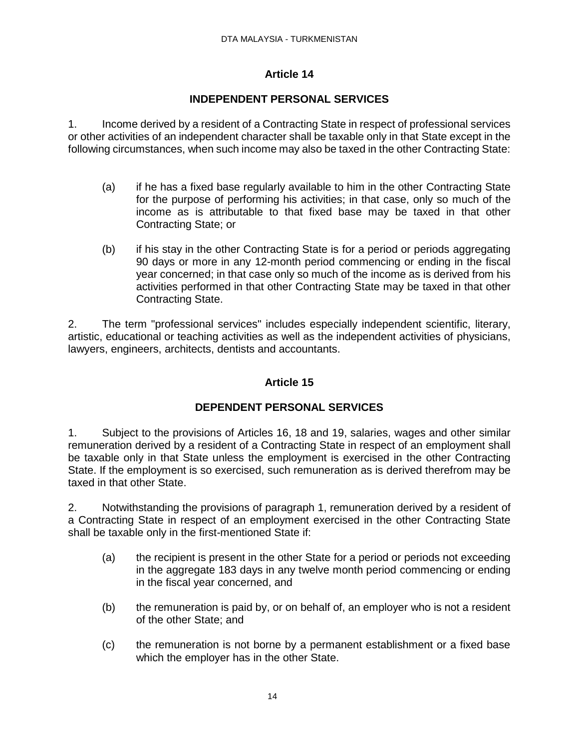## Article 14

## INDEPENDENT PERSONAL SERVICES

1. Income derived by a resident of a Contracting State in respect of professional services or other activities of an independent character shall be taxable only in that State except in the following circumstances, when such income may also be taxed in the other Contracting State:

   (a) if he has a fixed base regularly available to him in the other Contracting State for the purpose of performing his activities; in that case, only so much of the income as is attributable to that fixed base may be taxed in that other Contracting State; or

   (b) if his stay in the other Contracting State is for a period or periods aggregating 90 days or more in any 12-month period commencing or ending in the fiscal year concerned; in that case only so much of the income as is derived from his activities performed in that other Contracting State may be taxed in that other Contracting State.

2. The term "professional services" includes especially independent scientific, literary, artistic, educational or teaching activities as well as the independent activities of physicians, lawyers, engineers, architects, dentists and accountants.

## Article 15

## DEPENDENT PERSONAL SERVICES

1. Subject to the provisions of Articles 16, 18 and 19, salaries, wages and other similar remuneration derived by a resident of a Contracting State in respect of an employment shall be taxable only in that State unless the employment is exercised in the other Contracting State. If the employment is so exercised, such remuneration as is derived therefrom may be taxed in that other State.

2. Notwithstanding the provisions of paragraph 1, remuneration derived by a resident of a Contracting State in respect of an employment exercised in the other Contracting State shall be taxable only in the first-mentioned State if:

   (a) the recipient is present in the other State for a period or periods not exceeding in the aggregate 183 days in any twelve month period commencing or ending in the fiscal year concerned, and

   (b) the remuneration is paid by, or on behalf of, an employer who is not a resident of the other State; and

   (c) the remuneration is not borne by a permanent establishment or a fixed base which the employer has in the other State.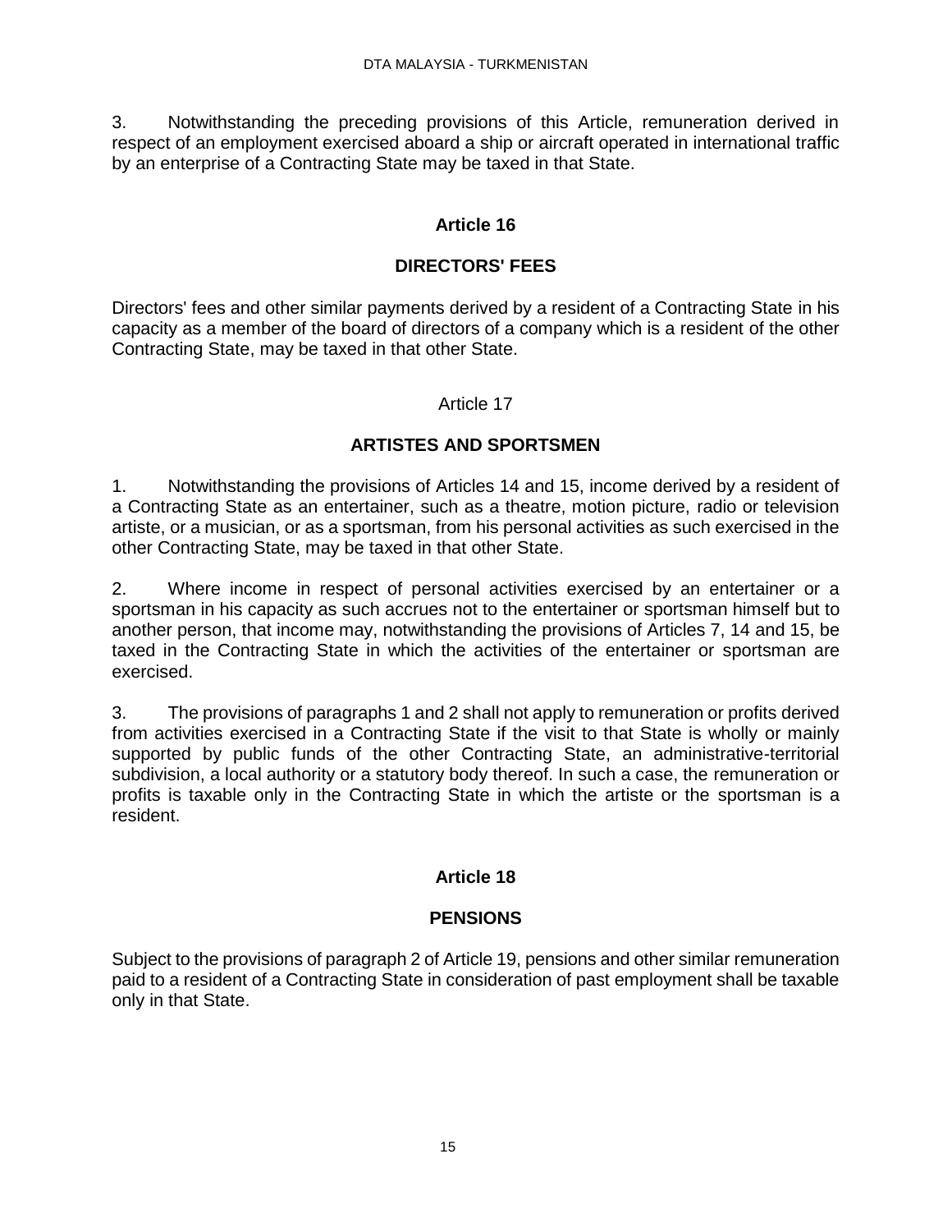3. Notwithstanding the preceding provisions of this Article, remuneration derived in respect of an employment exercised aboard a ship or aircraft operated in international traffic by an enterprise of a Contracting State may be taxed in that State.

## Article 16

## DIRECTORS' FEES

Directors' fees and other similar payments derived by a resident of a Contracting State in his capacity as a member of the board of directors of a company which is a resident of the other Contracting State, may be taxed in that other State.

## Article 17

## ARTISTES AND SPORTSMEN

1. Notwithstanding the provisions of Articles 14 and 15, income derived by a resident of a Contracting State as an entertainer, such as a theatre, motion picture, radio or television artiste, or a musician, or as a sportsman, from his personal activities as such exercised in the other Contracting State, may be taxed in that other State.

2. Where income in respect of personal activities exercised by an entertainer or a sportsman in his capacity as such accrues not to the entertainer or sportsman himself but to another person, that income may, notwithstanding the provisions of Articles 7, 14 and 15, be taxed in the Contracting State in which the activities of the entertainer or sportsman are exercised.

3. The provisions of paragraphs 1 and 2 shall not apply to remuneration or profits derived from activities exercised in a Contracting State if the visit to that State is wholly or mainly supported by public funds of the other Contracting State, an administrative-territorial subdivision, a local authority or a statutory body thereof. In such a case, the remuneration or profits is taxable only in the Contracting State in which the artiste or the sportsman is a resident.

## Article 18

## PENSIONS

Subject to the provisions of paragraph 2 of Article 19, pensions and other similar remuneration paid to a resident of a Contracting State in consideration of past employment shall be taxable only in that State.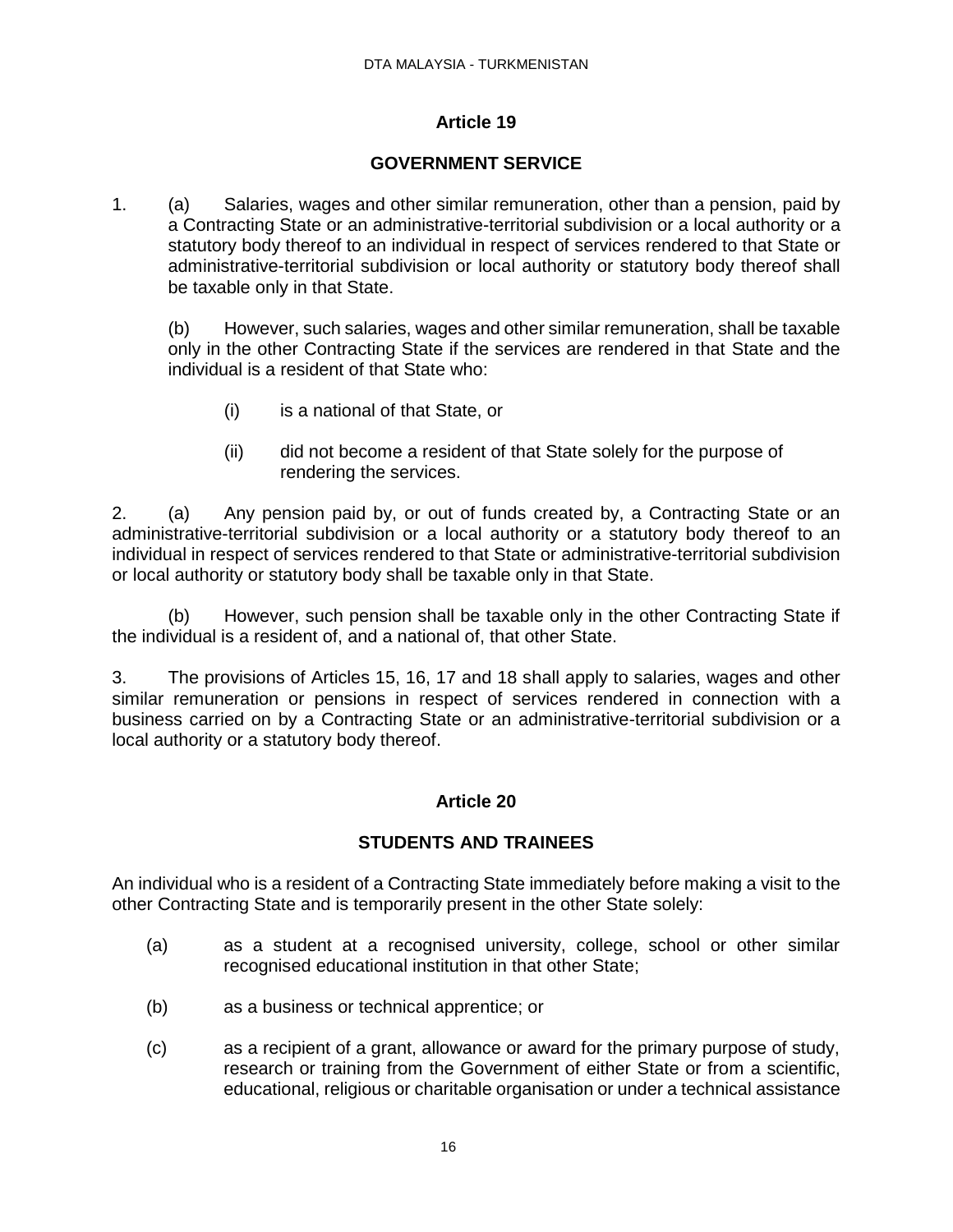## Article 19

## GOVERNMENT SERVICE

1. (a) Salaries, wages and other similar remuneration, other than a pension, paid by a Contracting State or an administrative-territorial subdivision or a local authority or a statutory body thereof to an individual in respect of services rendered to that State or administrative-territorial subdivision or local authority or statutory body thereof shall be taxable only in that State.

   (b) However, such salaries, wages and other similar remuneration, shall be taxable only in the other Contracting State if the services are rendered in that State and the individual is a resident of that State who:

   (i) is a national of that State, or

   (ii) did not become a resident of that State solely for the purpose of rendering the services.

2. (a) Any pension paid by, or out of funds created by, a Contracting State or an administrative-territorial subdivision or a local authority or a statutory body thereof to an individual in respect of services rendered to that State or administrative-territorial subdivision or local authority or statutory body shall be taxable only in that State.

   (b) However, such pension shall be taxable only in the other Contracting State if the individual is a resident of, and a national of, that other State.

3. The provisions of Articles 15, 16, 17 and 18 shall apply to salaries, wages and other similar remuneration or pensions in respect of services rendered in connection with a business carried on by a Contracting State or an administrative-territorial subdivision or a local authority or a statutory body thereof.

## Article 20

## STUDENTS AND TRAINEES

An individual who is a resident of a Contracting State immediately before making a visit to the other Contracting State and is temporarily present in the other State solely:

(a) as a student at a recognised university, college, school or other similar recognised educational institution in that other State;

(b) as a business or technical apprentice; or

(c) as a recipient of a grant, allowance or award for the primary purpose of study, research or training from the Government of either State or from a scientific, educational, religious or charitable organisation or under a technical assistance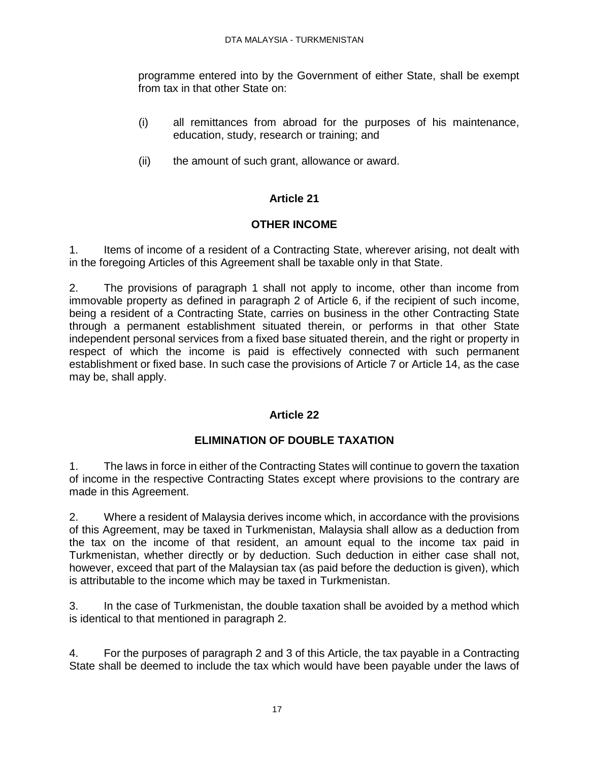programme entered into by the Government of either State, shall be exempt from tax in that other State on:

(i) all remittances from abroad for the purposes of his maintenance, education, study, research or training; and

(ii) the amount of such grant, allowance or award.

## Article 21

## OTHER INCOME

1. Items of income of a resident of a Contracting State, wherever arising, not dealt with in the foregoing Articles of this Agreement shall be taxable only in that State.

2. The provisions of paragraph 1 shall not apply to income, other than income from immovable property as defined in paragraph 2 of Article 6, if the recipient of such income, being a resident of a Contracting State, carries on business in the other Contracting State through a permanent establishment situated therein, or performs in that other State independent personal services from a fixed base situated therein, and the right or property in respect of which the income is paid is effectively connected with such permanent establishment or fixed base. In such case the provisions of Article 7 or Article 14, as the case may be, shall apply.

## Article 22

## ELIMINATION OF DOUBLE TAXATION

1. The laws in force in either of the Contracting States will continue to govern the taxation of income in the respective Contracting States except where provisions to the contrary are made in this Agreement.

2. Where a resident of Malaysia derives income which, in accordance with the provisions of this Agreement, may be taxed in Turkmenistan, Malaysia shall allow as a deduction from the tax on the income of that resident, an amount equal to the income tax paid in Turkmenistan, whether directly or by deduction. Such deduction in either case shall not, however, exceed that part of the Malaysian tax (as paid before the deduction is given), which is attributable to the income which may be taxed in Turkmenistan.

3. In the case of Turkmenistan, the double taxation shall be avoided by a method which is identical to that mentioned in paragraph 2.

4. For the purposes of paragraph 2 and 3 of this Article, the tax payable in a Contracting State shall be deemed to include the tax which would have been payable under the laws of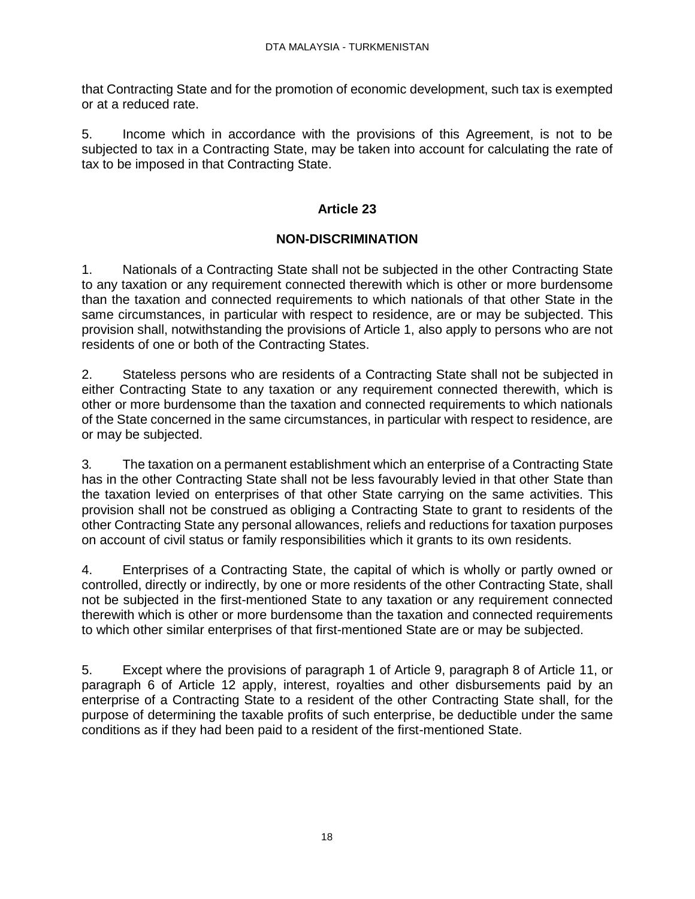that Contracting State and for the promotion of economic development, such tax is exempted or at a reduced rate.

5. Income which in accordance with the provisions of this Agreement, is not to be subjected to tax in a Contracting State, may be taken into account for calculating the rate of tax to be imposed in that Contracting State.

## Article 23

## NON-DISCRIMINATION

1. Nationals of a Contracting State shall not be subjected in the other Contracting State to any taxation or any requirement connected therewith which is other or more burdensome than the taxation and connected requirements to which nationals of that other State in the same circumstances, in particular with respect to residence, are or may be subjected. This provision shall, notwithstanding the provisions of Article 1, also apply to persons who are not residents of one or both of the Contracting States.

2. Stateless persons who are residents of a Contracting State shall not be subjected in either Contracting State to any taxation or any requirement connected therewith, which is other or more burdensome than the taxation and connected requirements to which nationals of the State concerned in the same circumstances, in particular with respect to residence, are or may be subjected.

3. The taxation on a permanent establishment which an enterprise of a Contracting State has in the other Contracting State shall not be less favourably levied in that other State than the taxation levied on enterprises of that other State carrying on the same activities. This provision shall not be construed as obliging a Contracting State to grant to residents of the other Contracting State any personal allowances, reliefs and reductions for taxation purposes on account of civil status or family responsibilities which it grants to its own residents.

4. Enterprises of a Contracting State, the capital of which is wholly or partly owned or controlled, directly or indirectly, by one or more residents of the other Contracting State, shall not be subjected in the first-mentioned State to any taxation or any requirement connected therewith which is other or more burdensome than the taxation and connected requirements to which other similar enterprises of that first-mentioned State are or may be subjected.

5. Except where the provisions of paragraph 1 of Article 9, paragraph 8 of Article 11, or paragraph 6 of Article 12 apply, interest, royalties and other disbursements paid by an enterprise of a Contracting State to a resident of the other Contracting State shall, for the purpose of determining the taxable profits of such enterprise, be deductible under the same conditions as if they had been paid to a resident of the first-mentioned State.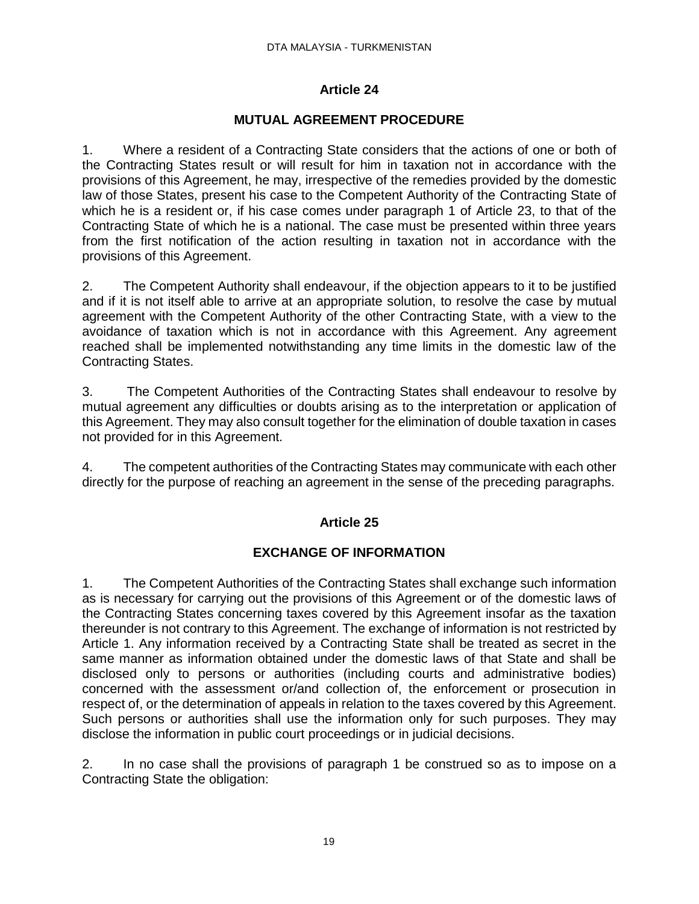## Article 24

## MUTUAL AGREEMENT PROCEDURE

1. Where a resident of a Contracting State considers that the actions of one or both of the Contracting States result or will result for him in taxation not in accordance with the provisions of this Agreement, he may, irrespective of the remedies provided by the domestic law of those States, present his case to the Competent Authority of the Contracting State of which he is a resident or, if his case comes under paragraph 1 of Article 23, to that of the Contracting State of which he is a national. The case must be presented within three years from the first notification of the action resulting in taxation not in accordance with the provisions of this Agreement.

2. The Competent Authority shall endeavour, if the objection appears to it to be justified and if it is not itself able to arrive at an appropriate solution, to resolve the case by mutual agreement with the Competent Authority of the other Contracting State, with a view to the avoidance of taxation which is not in accordance with this Agreement. Any agreement reached shall be implemented notwithstanding any time limits in the domestic law of the Contracting States.

3. The Competent Authorities of the Contracting States shall endeavour to resolve by mutual agreement any difficulties or doubts arising as to the interpretation or application of this Agreement. They may also consult together for the elimination of double taxation in cases not provided for in this Agreement.

4. The competent authorities of the Contracting States may communicate with each other directly for the purpose of reaching an agreement in the sense of the preceding paragraphs.

## Article 25

## EXCHANGE OF INFORMATION

1. The Competent Authorities of the Contracting States shall exchange such information as is necessary for carrying out the provisions of this Agreement or of the domestic laws of the Contracting States concerning taxes covered by this Agreement insofar as the taxation thereunder is not contrary to this Agreement. The exchange of information is not restricted by Article 1. Any information received by a Contracting State shall be treated as secret in the same manner as information obtained under the domestic laws of that State and shall be disclosed only to persons or authorities (including courts and administrative bodies) concerned with the assessment or/and collection of, the enforcement or prosecution in respect of, or the determination of appeals in relation to the taxes covered by this Agreement. Such persons or authorities shall use the information only for such purposes. They may disclose the information in public court proceedings or in judicial decisions.

2. In no case shall the provisions of paragraph 1 be construed so as to impose on a Contracting State the obligation: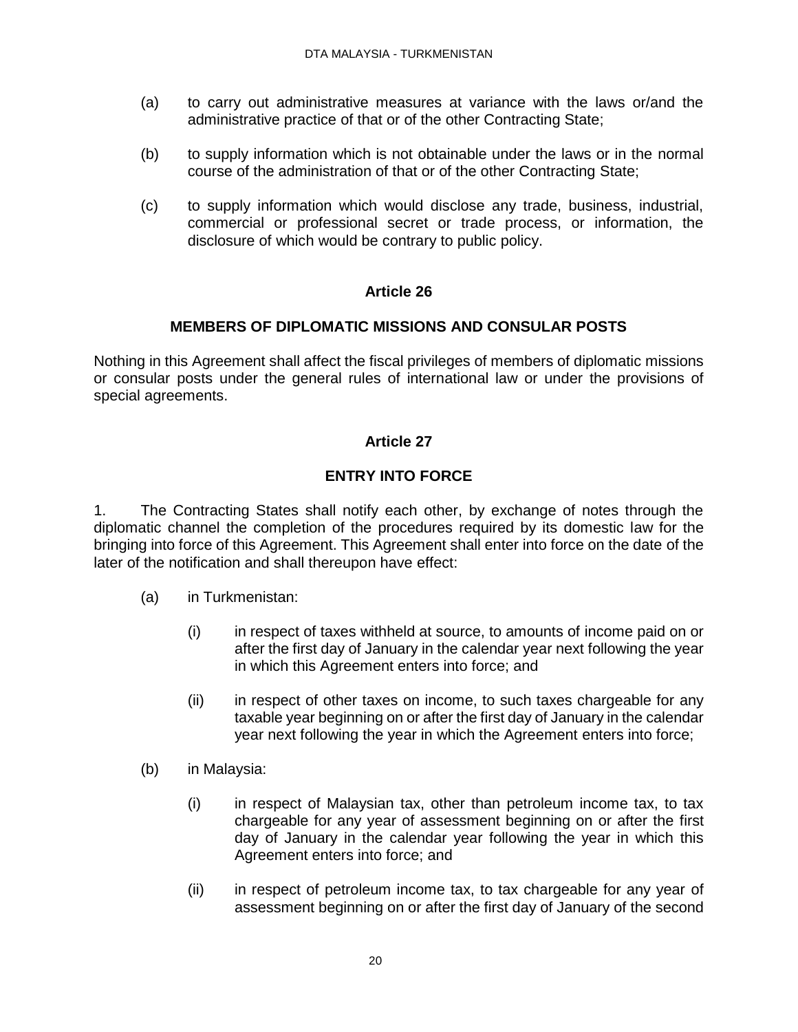(a) to carry out administrative measures at variance with the laws or/and the administrative practice of that or of the other Contracting State;

(b) to supply information which is not obtainable under the laws or in the normal course of the administration of that or of the other Contracting State;

(c) to supply information which would disclose any trade, business, industrial, commercial or professional secret or trade process, or information, the disclosure of which would be contrary to public policy.

## Article 26

## MEMBERS OF DIPLOMATIC MISSIONS AND CONSULAR POSTS

Nothing in this Agreement shall affect the fiscal privileges of members of diplomatic missions or consular posts under the general rules of international law or under the provisions of special agreements.

## Article 27

## ENTRY INTO FORCE

1. The Contracting States shall notify each other, by exchange of notes through the diplomatic channel the completion of the procedures required by its domestic law for the bringing into force of this Agreement. This Agreement shall enter into force on the date of the later of the notification and shall thereupon have effect:

(a) in Turkmenistan:

(i) in respect of taxes withheld at source, to amounts of income paid on or after the first day of January in the calendar year next following the year in which this Agreement enters into force; and

(ii) in respect of other taxes on income, to such taxes chargeable for any taxable year beginning on or after the first day of January in the calendar year next following the year in which the Agreement enters into force;

(b) in Malaysia:

(i) in respect of Malaysian tax, other than petroleum income tax, to tax chargeable for any year of assessment beginning on or after the first day of January in the calendar year following the year in which this Agreement enters into force; and

(ii) in respect of petroleum income tax, to tax chargeable for any year of assessment beginning on or after the first day of January of the second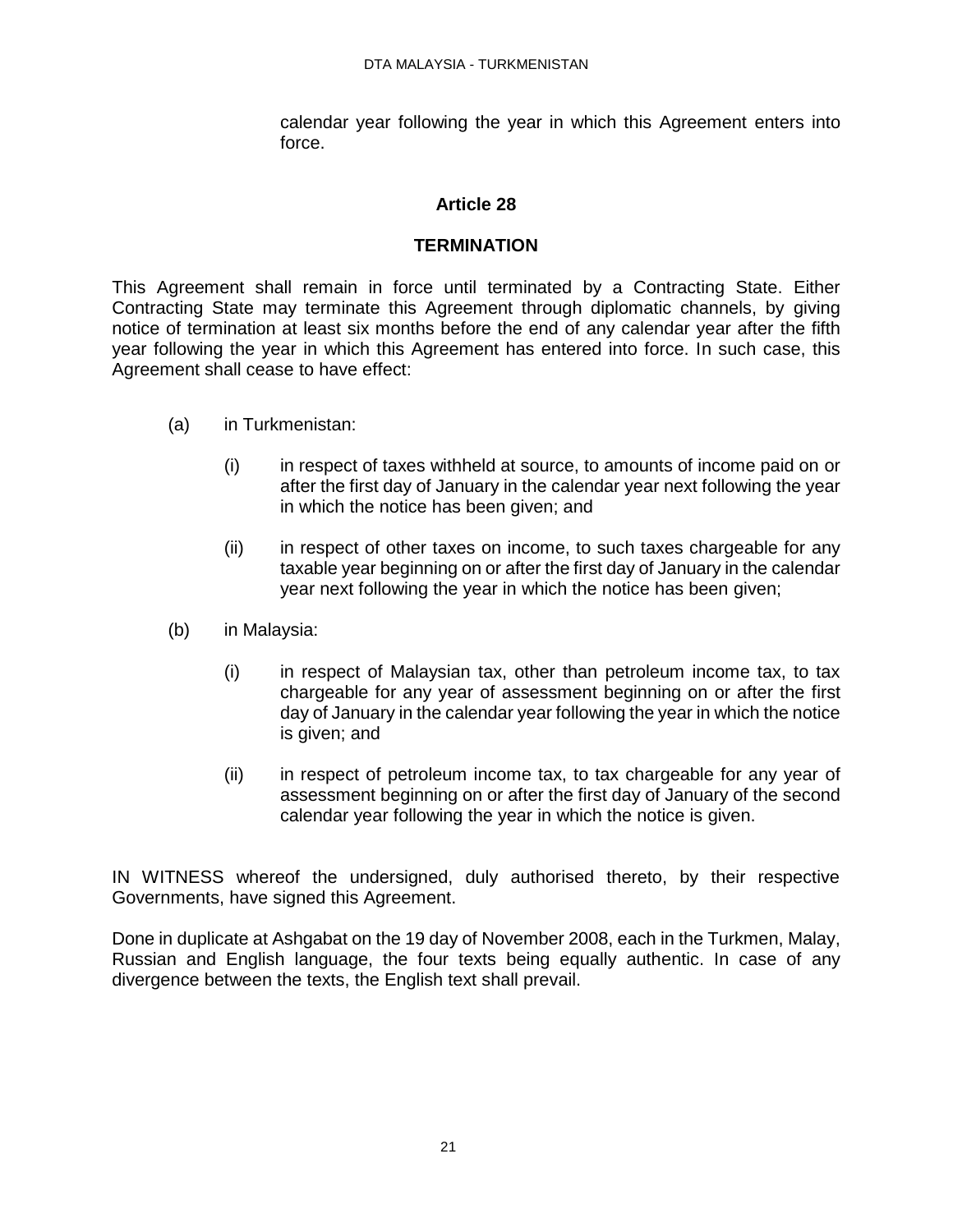calendar year following the year in which this Agreement enters into force.

## Article 28

## TERMINATION

This Agreement shall remain in force until terminated by a Contracting State. Either Contracting State may terminate this Agreement through diplomatic channels, by giving notice of termination at least six months before the end of any calendar year after the fifth year following the year in which this Agreement has entered into force. In such case, this Agreement shall cease to have effect:

(a) in Turkmenistan:

(i) in respect of taxes withheld at source, to amounts of income paid on or after the first day of January in the calendar year next following the year in which the notice has been given; and

(ii) in respect of other taxes on income, to such taxes chargeable for any taxable year beginning on or after the first day of January in the calendar year next following the year in which the notice has been given;

(b) in Malaysia:

(i) in respect of Malaysian tax, other than petroleum income tax, to tax chargeable for any year of assessment beginning on or after the first day of January in the calendar year following the year in which the notice is given; and

(ii) in respect of petroleum income tax, to tax chargeable for any year of assessment beginning on or after the first day of January of the second calendar year following the year in which the notice is given.

IN WITNESS whereof the undersigned, duly authorised thereto, by their respective Governments, have signed this Agreement.

Done in duplicate at Ashgabat on the 19 day of November 2008, each in the Turkmen, Malay, Russian and English language, the four texts being equally authentic. In case of any divergence between the texts, the English text shall prevail.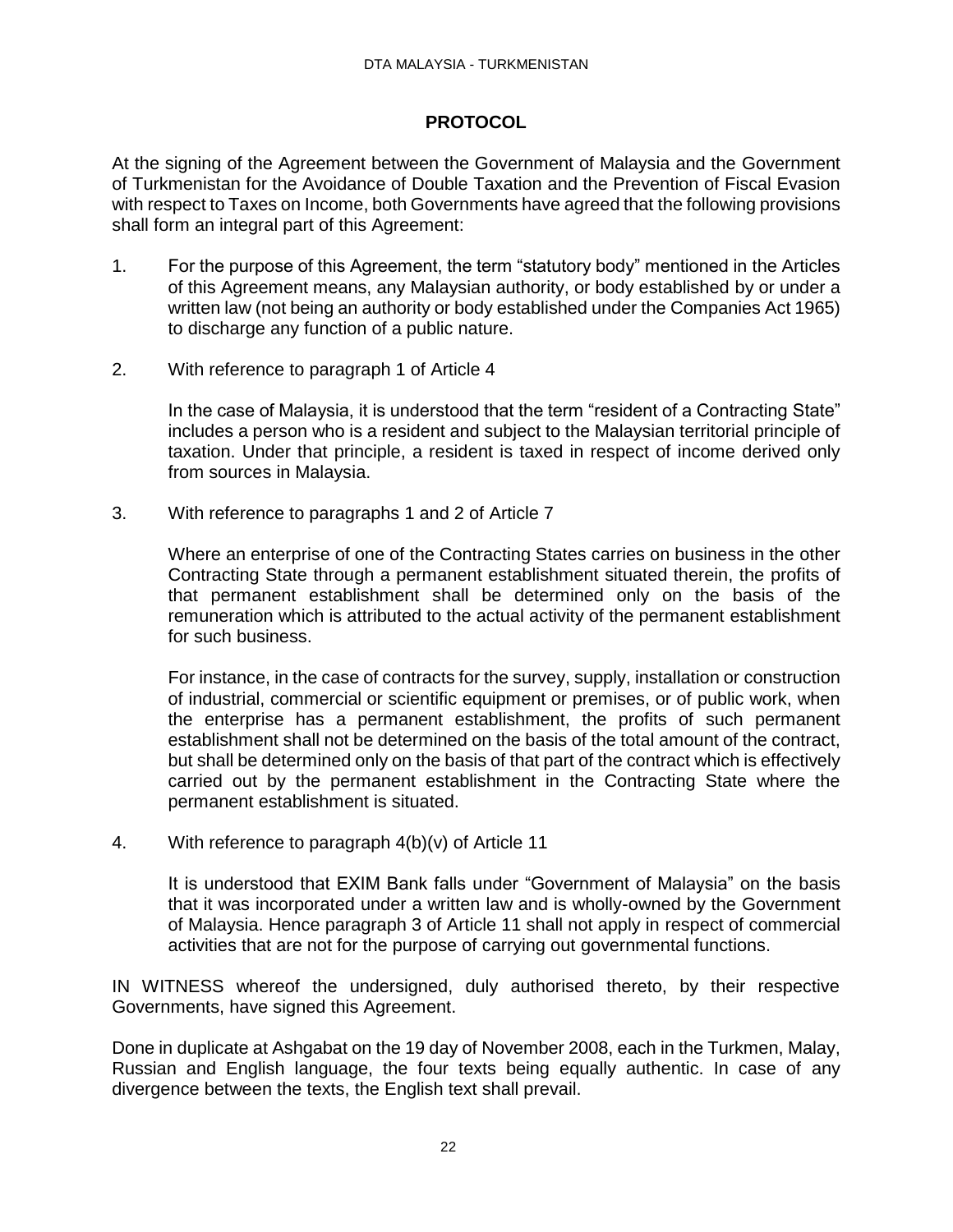## PROTOCOL

At the signing of the Agreement between the Government of Malaysia and the Government of Turkmenistan for the Avoidance of Double Taxation and the Prevention of Fiscal Evasion with respect to Taxes on Income, both Governments have agreed that the following provisions shall form an integral part of this Agreement:

1. For the purpose of this Agreement, the term "statutory body" mentioned in the Articles of this Agreement means, any Malaysian authority, or body established by or under a written law (not being an authority or body established under the Companies Act 1965) to discharge any function of a public nature.

2. With reference to paragraph 1 of Article 4

   In the case of Malaysia, it is understood that the term "resident of a Contracting State" includes a person who is a resident and subject to the Malaysian territorial principle of taxation. Under that principle, a resident is taxed in respect of income derived only from sources in Malaysia.

3. With reference to paragraphs 1 and 2 of Article 7

   Where an enterprise of one of the Contracting States carries on business in the other Contracting State through a permanent establishment situated therein, the profits of that permanent establishment shall be determined only on the basis of the remuneration which is attributed to the actual activity of the permanent establishment for such business.

   For instance, in the case of contracts for the survey, supply, installation or construction of industrial, commercial or scientific equipment or premises, or of public work, when the enterprise has a permanent establishment, the profits of such permanent establishment shall not be determined on the basis of the total amount of the contract, but shall be determined only on the basis of that part of the contract which is effectively carried out by the permanent establishment in the Contracting State where the permanent establishment is situated.

4. With reference to paragraph 4(b)(v) of Article 11

   It is understood that EXIM Bank falls under "Government of Malaysia" on the basis that it was incorporated under a written law and is wholly-owned by the Government of Malaysia. Hence paragraph 3 of Article 11 shall not apply in respect of commercial activities that are not for the purpose of carrying out governmental functions.

IN WITNESS whereof the undersigned, duly authorised thereto, by their respective Governments, have signed this Agreement.

Done in duplicate at Ashgabat on the 19 day of November 2008, each in the Turkmen, Malay, Russian and English language, the four texts being equally authentic. In case of any divergence between the texts, the English text shall prevail.